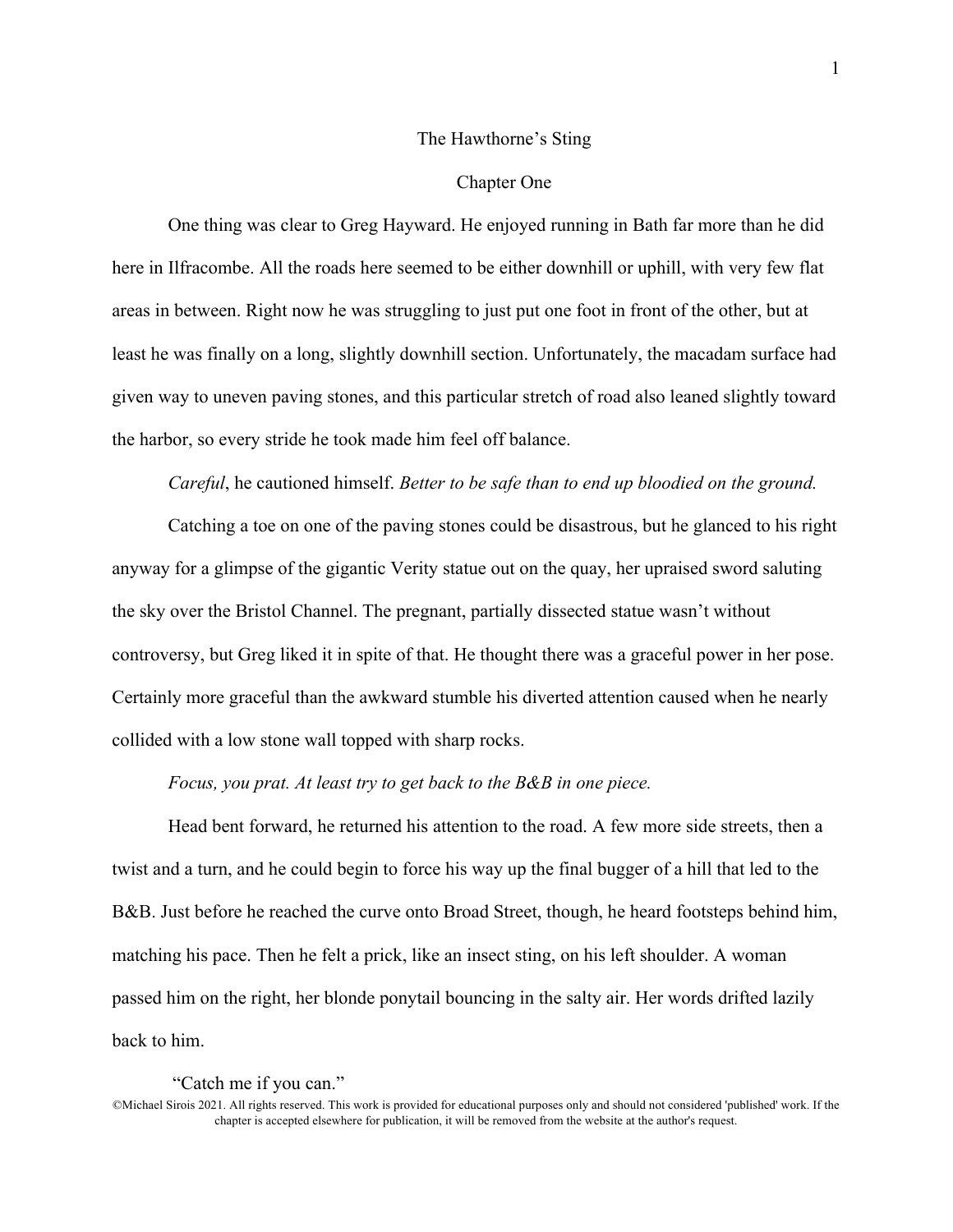# The Hawthorne's Sting

## Chapter One

One thing was clear to Greg Hayward. He enjoyed running in Bath far more than he did here in Ilfracombe. All the roads here seemed to be either downhill or uphill, with very few flat areas in between. Right now he was struggling to just put one foot in front of the other, but at least he was finally on a long, slightly downhill section. Unfortunately, the macadam surface had given way to uneven paving stones, and this particular stretch of road also leaned slightly toward the harbor, so every stride he took made him feel off balance.

*Careful*, he cautioned himself. *Better to be safe than to end up bloodied on the ground.*

Catching a toe on one of the paving stones could be disastrous, but he glanced to his right anyway for a glimpse of the gigantic Verity statue out on the quay, her upraised sword saluting the sky over the Bristol Channel. The pregnant, partially dissected statue wasn't without controversy, but Greg liked it in spite of that. He thought there was a graceful power in her pose. Certainly more graceful than the awkward stumble his diverted attention caused when he nearly collided with a low stone wall topped with sharp rocks.

*Focus, you prat. At least try to get back to the B&B in one piece.*

Head bent forward, he returned his attention to the road. A few more side streets, then a twist and a turn, and he could begin to force his way up the final bugger of a hill that led to the B&B. Just before he reached the curve onto Broad Street, though, he heard footsteps behind him, matching his pace. Then he felt a prick, like an insect sting, on his left shoulder. A woman passed him on the right, her blonde ponytail bouncing in the salty air. Her words drifted lazily back to him.

"Catch me if you can."

©Michael Sirois 2021. All rights reserved. This work is provided for educational purposes only and should not considered 'published' work. If the chapter is accepted elsewhere for publication, it will be removed from the website at the author's request.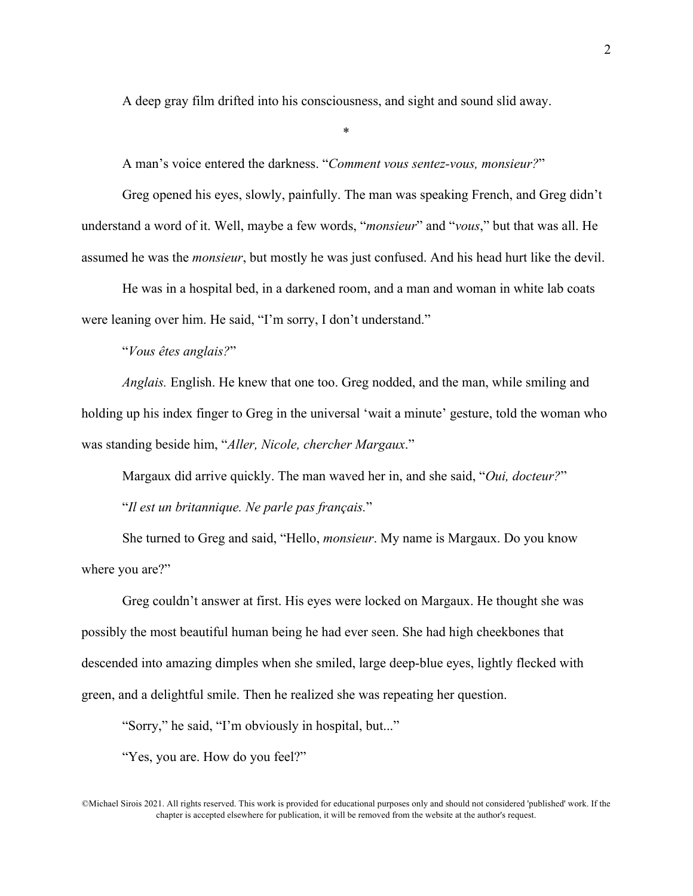A deep gray film drifted into his consciousness, and sight and sound slid away.

*

A man's voice entered the darkness. "*Comment vous sentez-vous, monsieur?*"

Greg opened his eyes, slowly, painfully. The man was speaking French, and Greg didn't understand a word of it. Well, maybe a few words, "*monsieur*" and "*vous*," but that was all. He assumed he was the *monsieur*, but mostly he was just confused. And his head hurt like the devil.

He was in a hospital bed, in a darkened room, and a man and woman in white lab coats were leaning over him. He said, "I'm sorry, I don't understand."

"*Vous êtes anglais?*"

*Anglais.* English. He knew that one too. Greg nodded, and the man, while smiling and holding up his index finger to Greg in the universal 'wait a minute' gesture, told the woman who was standing beside him, "*Aller, Nicole, chercher Margaux*."

Margaux did arrive quickly. The man waved her in, and she said, "*Oui, docteur?*"

"*Il est un britannique. Ne parle pas français.*"

She turned to Greg and said, "Hello, *monsieur*. My name is Margaux. Do you know where you are?"

Greg couldn't answer at first. His eyes were locked on Margaux. He thought she was possibly the most beautiful human being he had ever seen. She had high cheekbones that descended into amazing dimples when she smiled, large deep-blue eyes, lightly flecked with green, and a delightful smile. Then he realized she was repeating her question.

"Sorry," he said, "I'm obviously in hospital, but..."

"Yes, you are. How do you feel?"

©Michael Sirois 2021. All rights reserved. This work is provided for educational purposes only and should not considered 'published' work. If the chapter is accepted elsewhere for publication, it will be removed from the website at the author's request.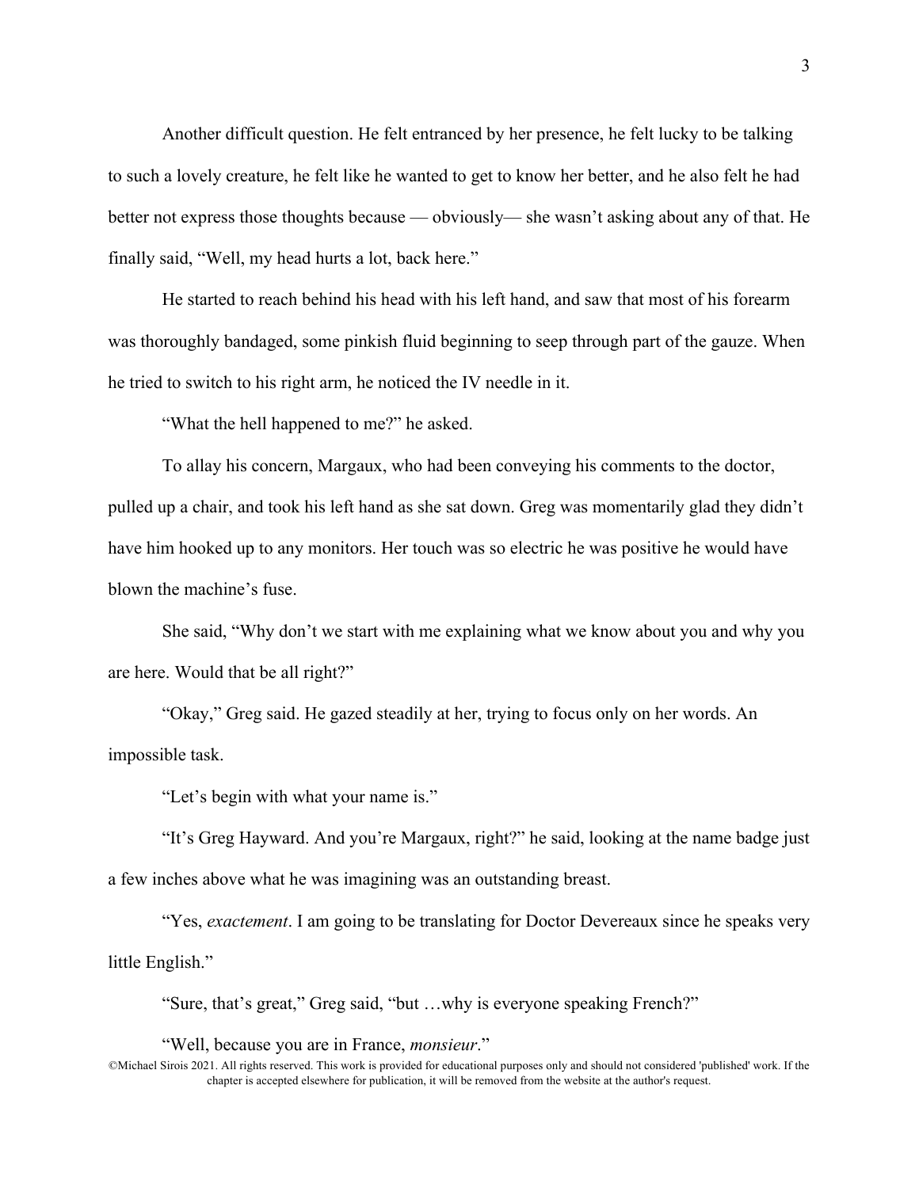Another difficult question. He felt entranced by her presence, he felt lucky to be talking to such a lovely creature, he felt like he wanted to get to know her better, and he also felt he had better not express those thoughts because — obviously— she wasn't asking about any of that. He finally said, "Well, my head hurts a lot, back here."

He started to reach behind his head with his left hand, and saw that most of his forearm was thoroughly bandaged, some pinkish fluid beginning to seep through part of the gauze. When he tried to switch to his right arm, he noticed the IV needle in it.

"What the hell happened to me?" he asked.

To allay his concern, Margaux, who had been conveying his comments to the doctor, pulled up a chair, and took his left hand as she sat down. Greg was momentarily glad they didn't have him hooked up to any monitors. Her touch was so electric he was positive he would have blown the machine's fuse.

She said, "Why don't we start with me explaining what we know about you and why you are here. Would that be all right?"

"Okay," Greg said. He gazed steadily at her, trying to focus only on her words. An impossible task.

"Let's begin with what your name is."

"It's Greg Hayward. And you're Margaux, right?" he said, looking at the name badge just a few inches above what he was imagining was an outstanding breast.

"Yes, *exactement*. I am going to be translating for Doctor Devereaux since he speaks very little English."

"Sure, that's great," Greg said, "but …why is everyone speaking French?"

"Well, because you are in France, *monsieur*."

©Michael Sirois 2021. All rights reserved. This work is provided for educational purposes only and should not considered 'published' work. If the chapter is accepted elsewhere for publication, it will be removed from the website at the author's request.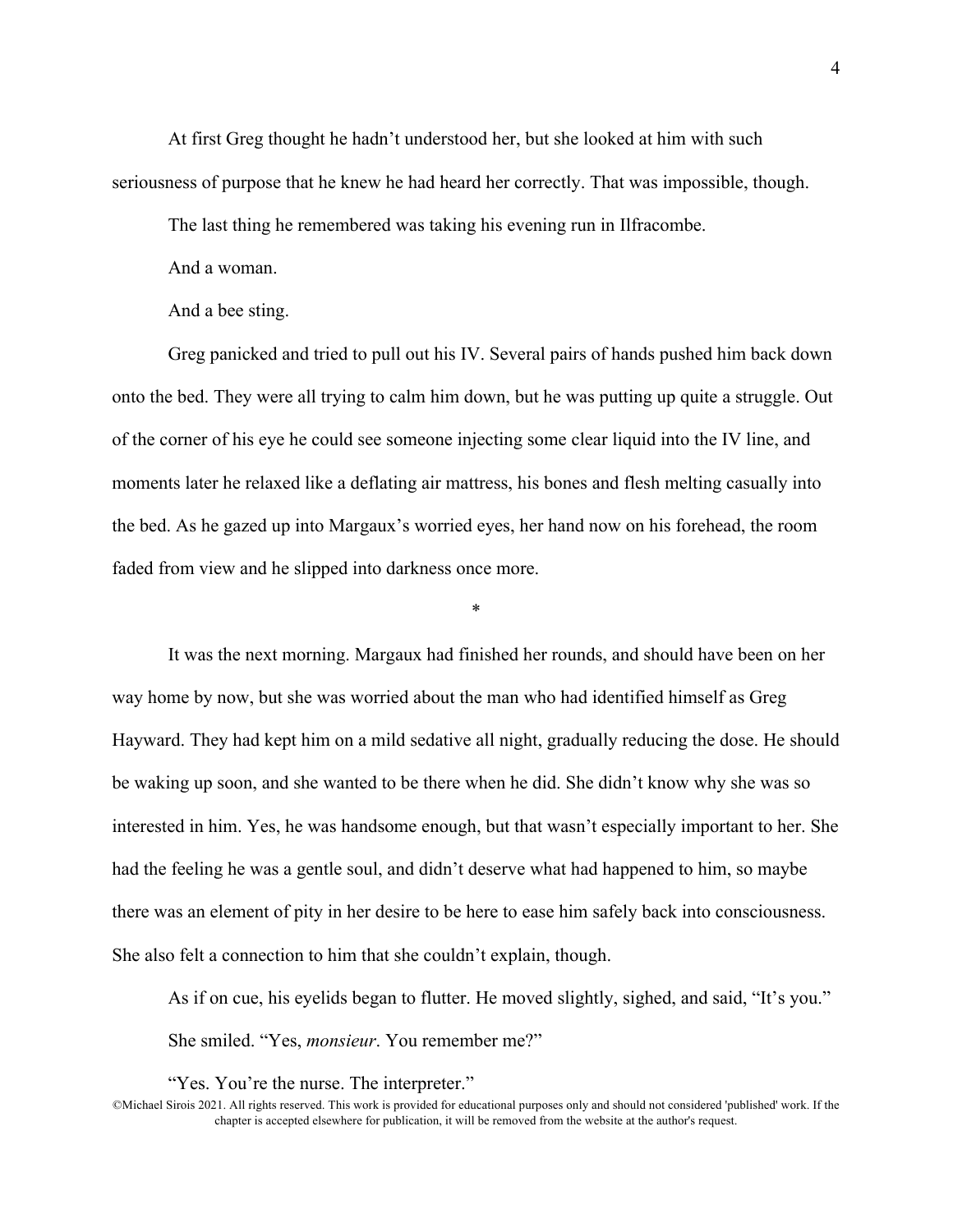At first Greg thought he hadn't understood her, but she looked at him with such seriousness of purpose that he knew he had heard her correctly. That was impossible, though.

The last thing he remembered was taking his evening run in Ilfracombe.

And a woman.

And a bee sting.

Greg panicked and tried to pull out his IV. Several pairs of hands pushed him back down onto the bed. They were all trying to calm him down, but he was putting up quite a struggle. Out of the corner of his eye he could see someone injecting some clear liquid into the IV line, and moments later he relaxed like a deflating air mattress, his bones and flesh melting casually into the bed. As he gazed up into Margaux's worried eyes, her hand now on his forehead, the room faded from view and he slipped into darkness once more.

*

It was the next morning. Margaux had finished her rounds, and should have been on her way home by now, but she was worried about the man who had identified himself as Greg Hayward. They had kept him on a mild sedative all night, gradually reducing the dose. He should be waking up soon, and she wanted to be there when he did. She didn't know why she was so interested in him. Yes, he was handsome enough, but that wasn't especially important to her. She had the feeling he was a gentle soul, and didn't deserve what had happened to him, so maybe there was an element of pity in her desire to be here to ease him safely back into consciousness. She also felt a connection to him that she couldn't explain, though.

As if on cue, his eyelids began to flutter. He moved slightly, sighed, and said, "It's you."

She smiled. "Yes, *monsieur*. You remember me?"

"Yes. You're the nurse. The interpreter."

©Michael Sirois 2021. All rights reserved. This work is provided for educational purposes only and should not considered 'published' work. If the chapter is accepted elsewhere for publication, it will be removed from the website at the author's request.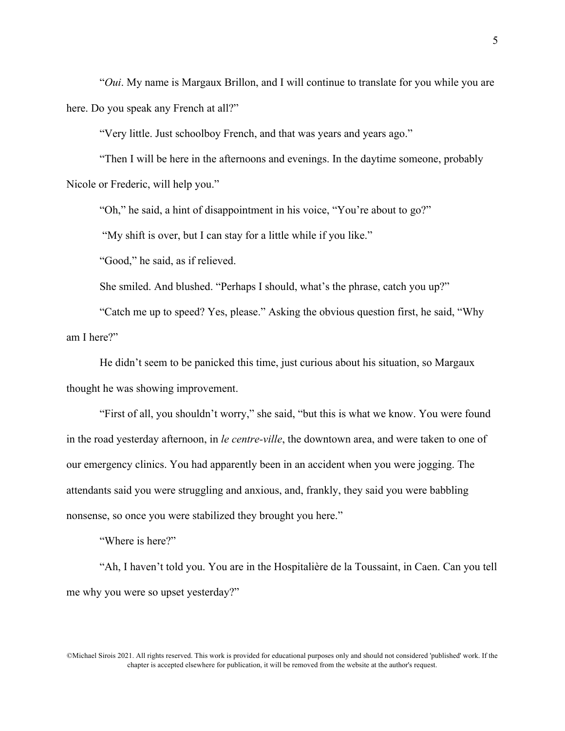"*Oui*. My name is Margaux Brillon, and I will continue to translate for you while you are here. Do you speak any French at all?"

"Very little. Just schoolboy French, and that was years and years ago."

"Then I will be here in the afternoons and evenings. In the daytime someone, probably Nicole or Frederic, will help you."

"Oh," he said, a hint of disappointment in his voice, "You're about to go?"

"My shift is over, but I can stay for a little while if you like."

"Good," he said, as if relieved.

She smiled. And blushed. "Perhaps I should, what's the phrase, catch you up?"

"Catch me up to speed? Yes, please." Asking the obvious question first, he said, "Why am I here?"

He didn't seem to be panicked this time, just curious about his situation, so Margaux thought he was showing improvement.

"First of all, you shouldn't worry," she said, "but this is what we know. You were found in the road yesterday afternoon, in *le centre-ville*, the downtown area, and were taken to one of our emergency clinics. You had apparently been in an accident when you were jogging. The attendants said you were struggling and anxious, and, frankly, they said you were babbling nonsense, so once you were stabilized they brought you here."

"Where is here?"

"Ah, I haven't told you. You are in the Hospitalière de la Toussaint, in Caen. Can you tell me why you were so upset yesterday?"

©Michael Sirois 2021. All rights reserved. This work is provided for educational purposes only and should not considered 'published' work. If the chapter is accepted elsewhere for publication, it will be removed from the website at the author's request.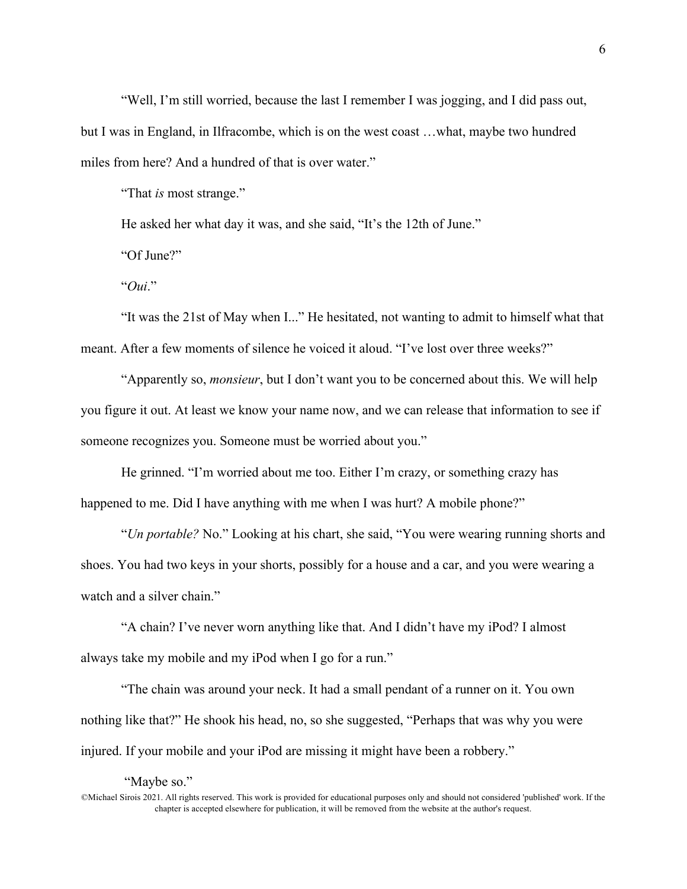"Well, I'm still worried, because the last I remember I was jogging, and I did pass out, but I was in England, in Ilfracombe, which is on the west coast …what, maybe two hundred miles from here? And a hundred of that is over water."

"That *is* most strange."

He asked her what day it was, and she said, "It's the 12th of June."

"Of June?"

"*Oui*."

"It was the 21st of May when I..." He hesitated, not wanting to admit to himself what that meant. After a few moments of silence he voiced it aloud. "I've lost over three weeks?"

"Apparently so, *monsieur*, but I don't want you to be concerned about this. We will help you figure it out. At least we know your name now, and we can release that information to see if someone recognizes you. Someone must be worried about you."

He grinned. "I'm worried about me too. Either I'm crazy, or something crazy has happened to me. Did I have anything with me when I was hurt? A mobile phone?"

"*Un portable?* No." Looking at his chart, she said, "You were wearing running shorts and shoes. You had two keys in your shorts, possibly for a house and a car, and you were wearing a watch and a silver chain."

"A chain? I've never worn anything like that. And I didn't have my iPod? I almost always take my mobile and my iPod when I go for a run."

"The chain was around your neck. It had a small pendant of a runner on it. You own nothing like that?" He shook his head, no, so she suggested, "Perhaps that was why you were injured. If your mobile and your iPod are missing it might have been a robbery."

"Maybe so."

©Michael Sirois 2021. All rights reserved. This work is provided for educational purposes only and should not considered 'published' work. If the chapter is accepted elsewhere for publication, it will be removed from the website at the author's request.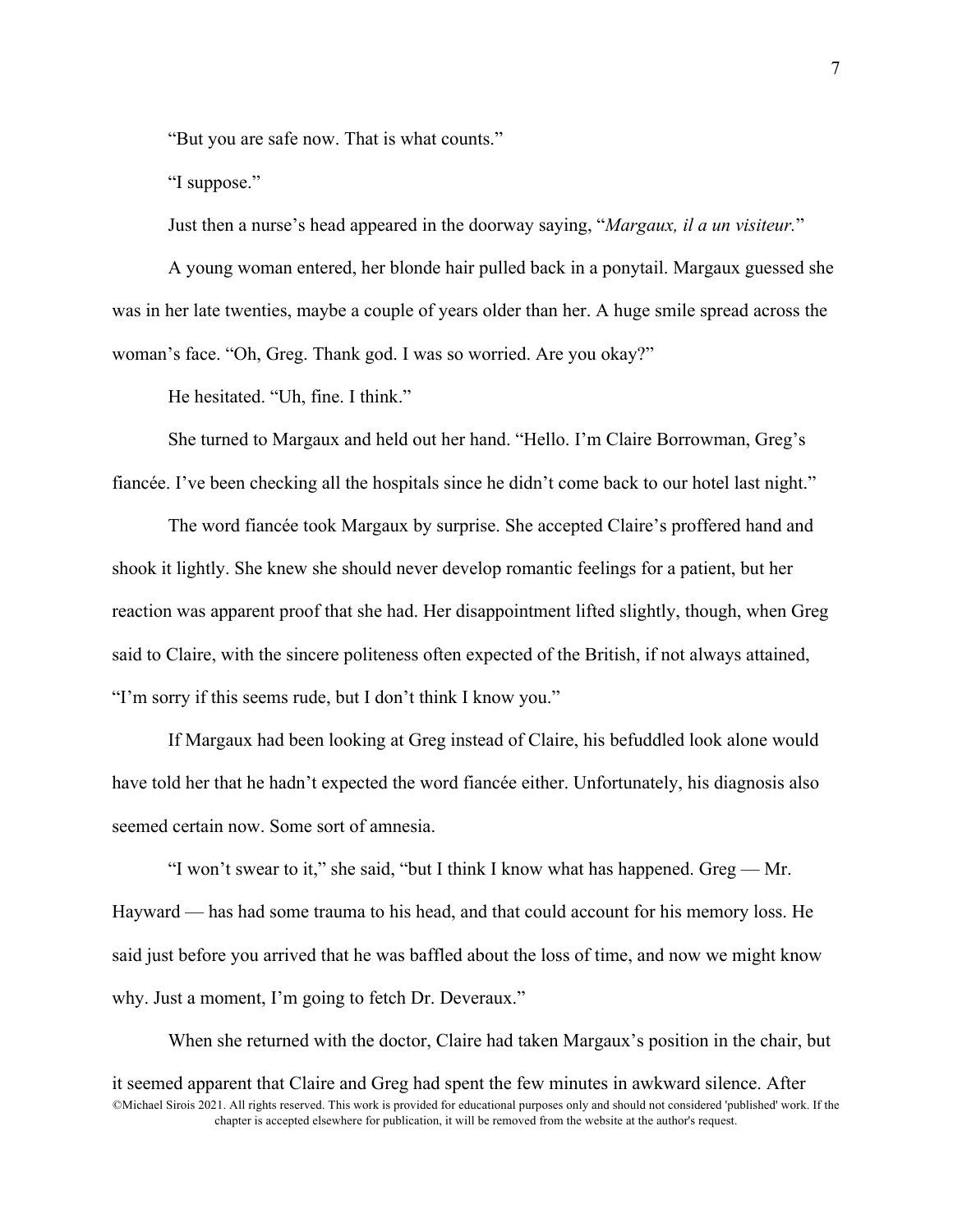"But you are safe now. That is what counts."

"I suppose."

Just then a nurse's head appeared in the doorway saying, "*Margaux, il a un visiteur.*"

A young woman entered, her blonde hair pulled back in a ponytail. Margaux guessed she was in her late twenties, maybe a couple of years older than her. A huge smile spread across the woman's face. "Oh, Greg. Thank god. I was so worried. Are you okay?"

He hesitated. "Uh, fine. I think."

She turned to Margaux and held out her hand. "Hello. I'm Claire Borrowman, Greg's fiancée. I've been checking all the hospitals since he didn't come back to our hotel last night."

The word fiancée took Margaux by surprise. She accepted Claire's proffered hand and shook it lightly. She knew she should never develop romantic feelings for a patient, but her reaction was apparent proof that she had. Her disappointment lifted slightly, though, when Greg said to Claire, with the sincere politeness often expected of the British, if not always attained, "I'm sorry if this seems rude, but I don't think I know you."

If Margaux had been looking at Greg instead of Claire, his befuddled look alone would have told her that he hadn't expected the word fiancée either. Unfortunately, his diagnosis also seemed certain now. Some sort of amnesia.

"I won't swear to it," she said, "but I think I know what has happened. Greg — Mr. Hayward — has had some trauma to his head, and that could account for his memory loss. He said just before you arrived that he was baffled about the loss of time, and now we might know why. Just a moment, I'm going to fetch Dr. Deveraux."

When she returned with the doctor, Claire had taken Margaux's position in the chair, but it seemed apparent that Claire and Greg had spent the few minutes in awkward silence. After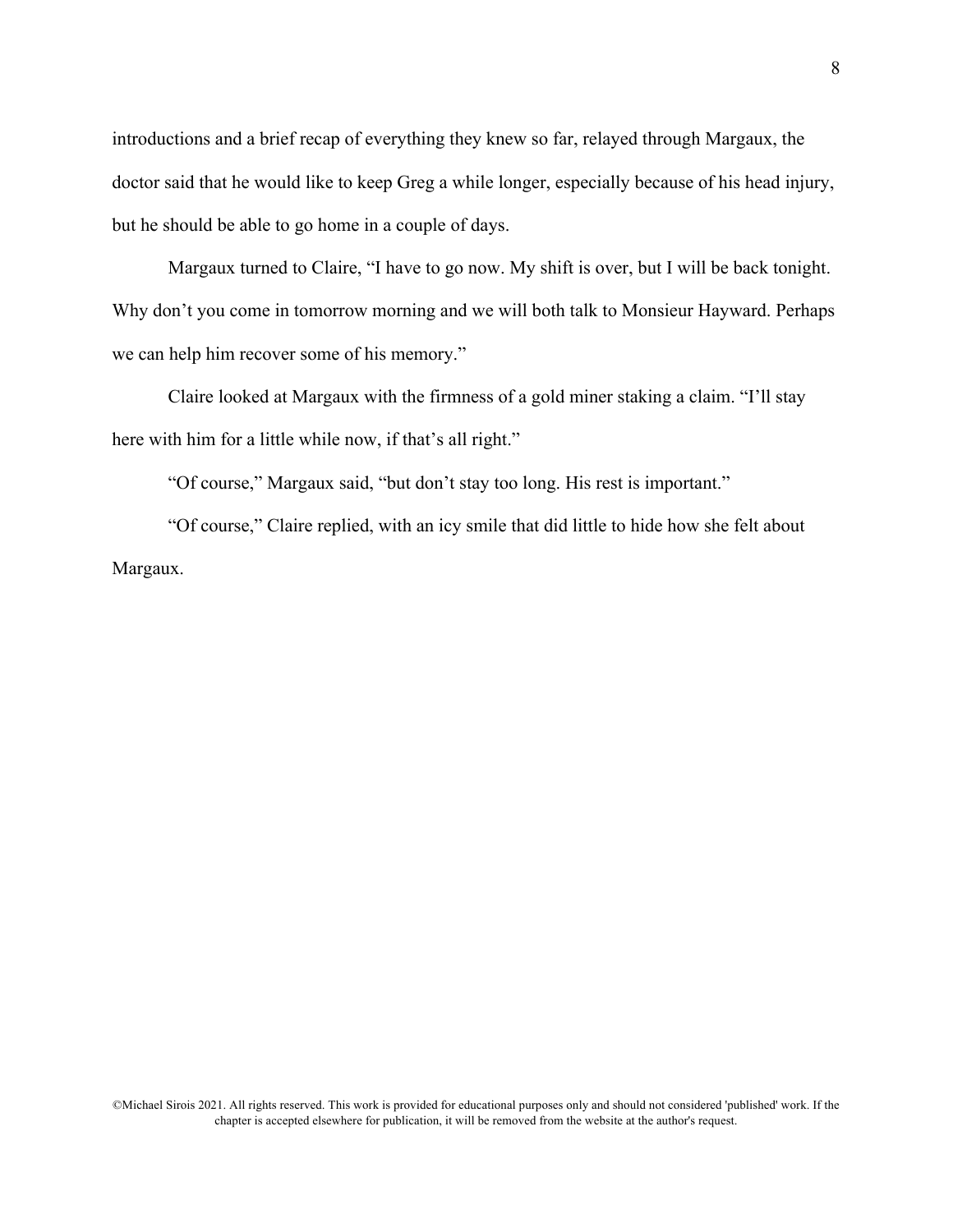introductions and a brief recap of everything they knew so far, relayed through Margaux, the doctor said that he would like to keep Greg a while longer, especially because of his head injury, but he should be able to go home in a couple of days.

Margaux turned to Claire, "I have to go now. My shift is over, but I will be back tonight. Why don't you come in tomorrow morning and we will both talk to Monsieur Hayward. Perhaps we can help him recover some of his memory."

Claire looked at Margaux with the firmness of a gold miner staking a claim. "I'll stay here with him for a little while now, if that's all right."

"Of course," Margaux said, "but don't stay too long. His rest is important."

"Of course," Claire replied, with an icy smile that did little to hide how she felt about Margaux.